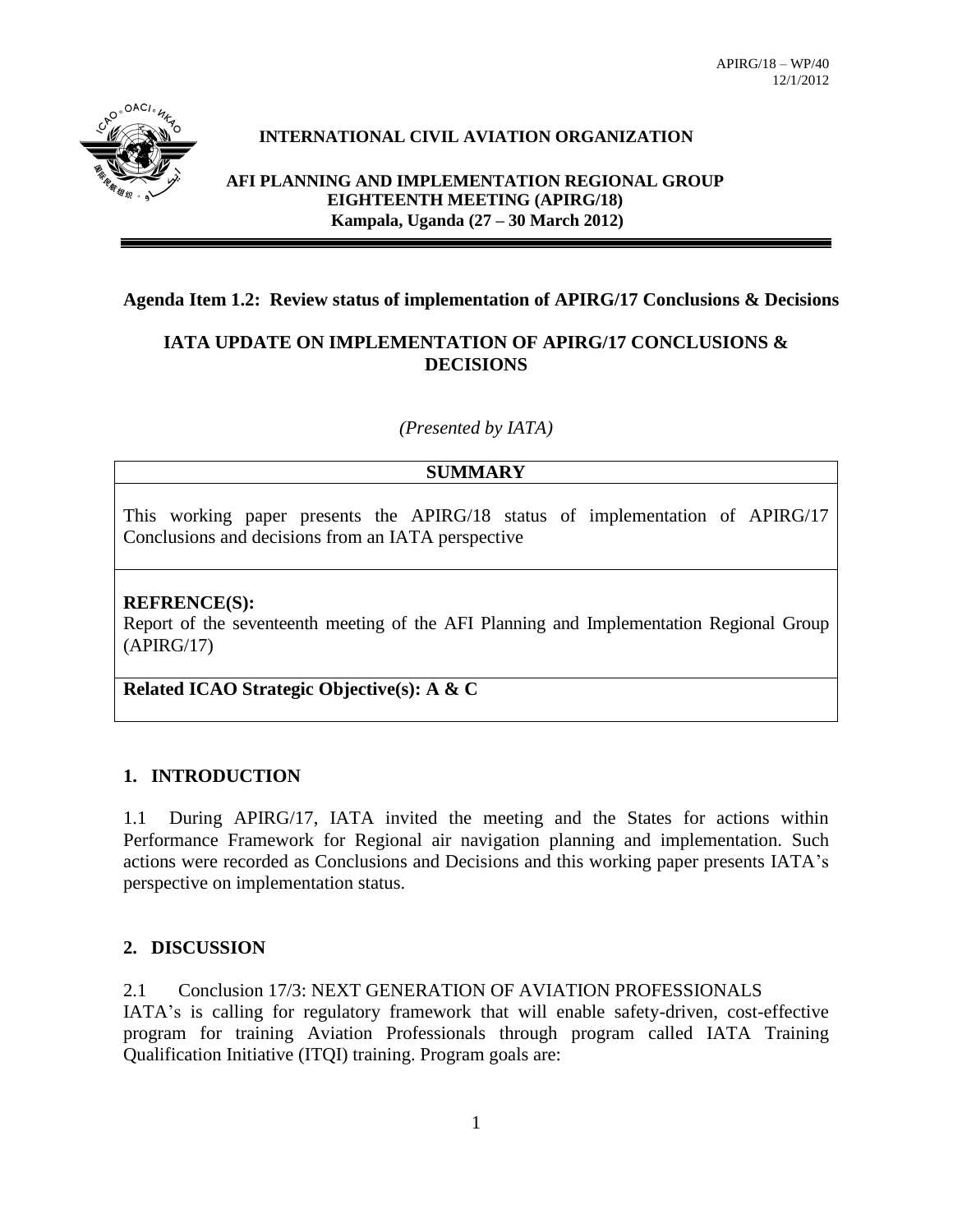APIRG/18 – WP/40
12/1/2012

**INTERNATIONAL CIVIL AVIATION ORGANIZATION**

**AFI PLANNING AND IMPLEMENTATION REGIONAL GROUP EIGHTEENTH MEETING (APIRG/18)**
**Kampala, Uganda (27 – 30 March 2012)**

**Agenda Item 1.2: Review status of implementation of APIRG/17 Conclusions & Decisions**

## IATA UPDATE ON IMPLEMENTATION OF APIRG/17 CONCLUSIONS & DECISIONS

*(Presented by IATA)*

| **SUMMARY** |
|---|
| This working paper presents the APIRG/18 status of implementation of APIRG/17 Conclusions and decisions from an IATA perspective |
| **REFRENCE(S):** Report of the seventeenth meeting of the AFI Planning and Implementation Regional Group (APIRG/17) |
| **Related ICAO Strategic Objective(s): A & C** |

## 1. INTRODUCTION

1.1 During APIRG/17, IATA invited the meeting and the States for actions within Performance Framework for Regional air navigation planning and implementation. Such actions were recorded as Conclusions and Decisions and this working paper presents IATA's perspective on implementation status.

## 2. DISCUSSION

2.1 Conclusion 17/3: NEXT GENERATION OF AVIATION PROFESSIONALS
IATA's is calling for regulatory framework that will enable safety-driven, cost-effective program for training Aviation Professionals through program called IATA Training Qualification Initiative (ITQI) training. Program goals are: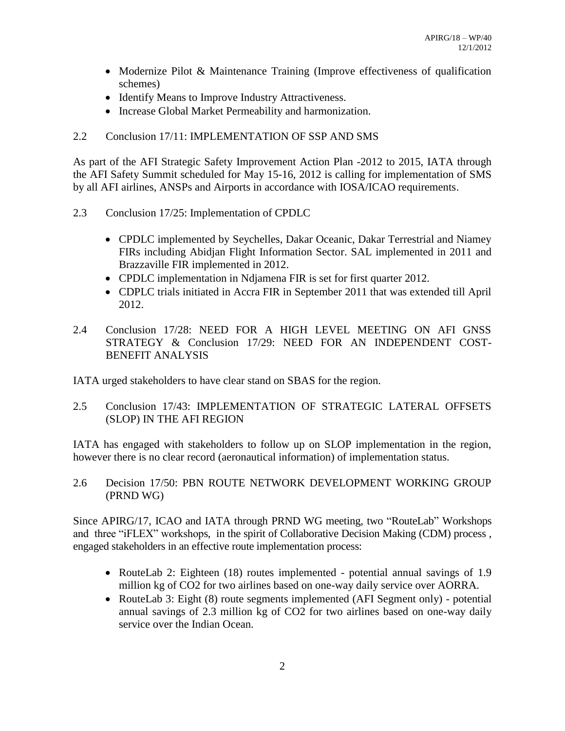- Modernize Pilot & Maintenance Training (Improve effectiveness of qualification schemes)
- Identify Means to Improve Industry Attractiveness.
- Increase Global Market Permeability and harmonization.

2.2 Conclusion 17/11: IMPLEMENTATION OF SSP AND SMS

As part of the AFI Strategic Safety Improvement Action Plan -2012 to 2015, IATA through the AFI Safety Summit scheduled for May 15-16, 2012 is calling for implementation of SMS by all AFI airlines, ANSPs and Airports in accordance with IOSA/ICAO requirements.

2.3 Conclusion 17/25: Implementation of CPDLC

- CPDLC implemented by Seychelles, Dakar Oceanic, Dakar Terrestrial and Niamey FIRs including Abidjan Flight Information Sector. SAL implemented in 2011 and Brazzaville FIR implemented in 2012.
- CPDLC implementation in Ndjamena FIR is set for first quarter 2012.
- CDPLC trials initiated in Accra FIR in September 2011 that was extended till April 2012.

2.4 Conclusion 17/28: NEED FOR A HIGH LEVEL MEETING ON AFI GNSS STRATEGY & Conclusion 17/29: NEED FOR AN INDEPENDENT COST-BENEFIT ANALYSIS

IATA urged stakeholders to have clear stand on SBAS for the region.

2.5 Conclusion 17/43: IMPLEMENTATION OF STRATEGIC LATERAL OFFSETS (SLOP) IN THE AFI REGION

IATA has engaged with stakeholders to follow up on SLOP implementation in the region, however there is no clear record (aeronautical information) of implementation status.

2.6 Decision 17/50: PBN ROUTE NETWORK DEVELOPMENT WORKING GROUP (PRND WG)

Since APIRG/17, ICAO and IATA through PRND WG meeting, two "RouteLab" Workshops and three "iFLEX" workshops, in the spirit of Collaborative Decision Making (CDM) process , engaged stakeholders in an effective route implementation process:

- RouteLab 2: Eighteen (18) routes implemented - potential annual savings of 1.9 million kg of $CO_2$ for two airlines based on one-way daily service over AORRA.
- RouteLab 3: Eight (8) route segments implemented (AFI Segment only) - potential annual savings of 2.3 million kg of $CO_2$ for two airlines based on one-way daily service over the Indian Ocean.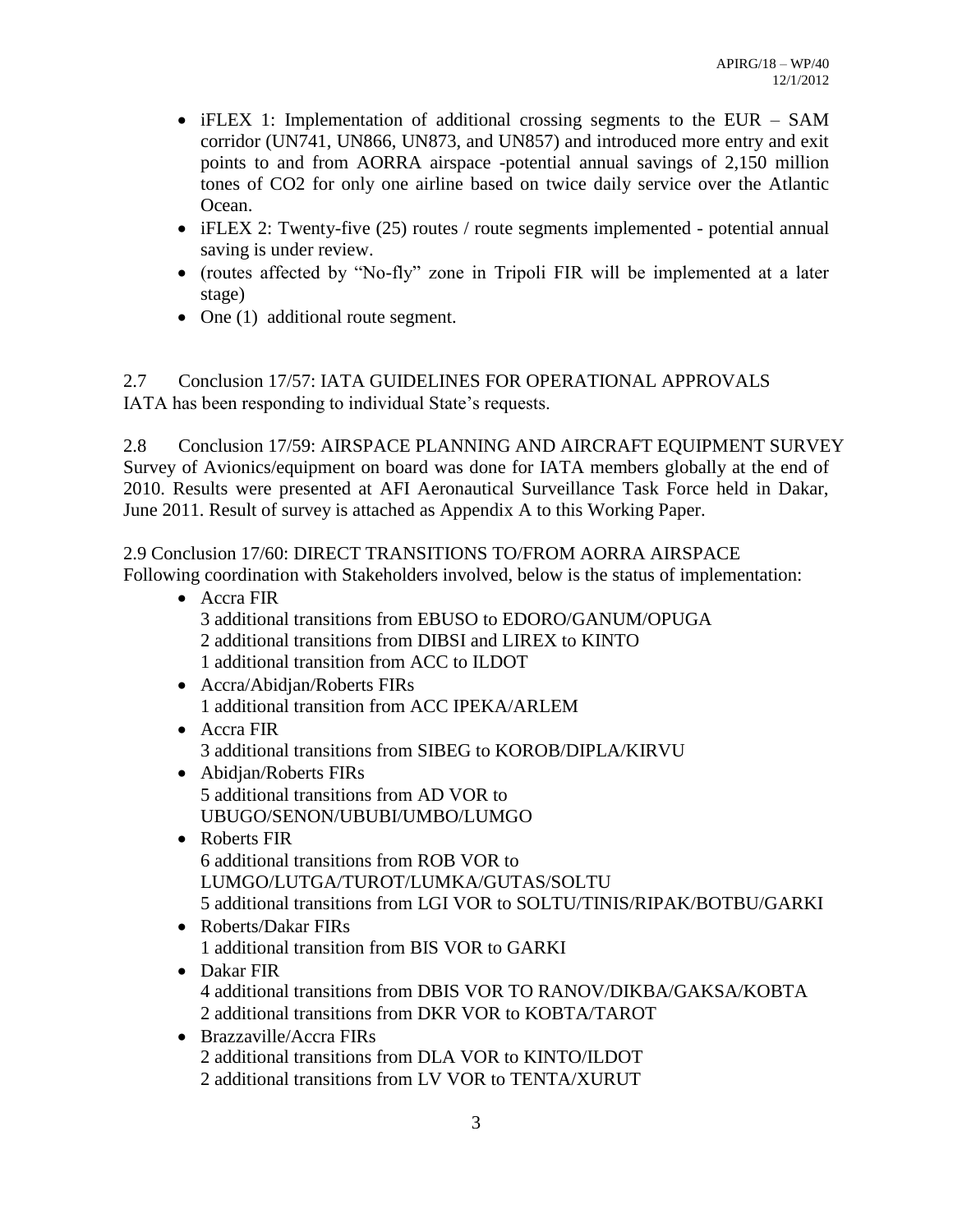- iFLEX 1: Implementation of additional crossing segments to the EUR – SAM corridor (UN741, UN866, UN873, and UN857) and introduced more entry and exit points to and from AORRA airspace -potential annual savings of 2,150 million tones of $CO_2$ for only one airline based on twice daily service over the Atlantic Ocean.
- iFLEX 2: Twenty-five (25) routes / route segments implemented - potential annual saving is under review.
- (routes affected by "No-fly" zone in Tripoli FIR will be implemented at a later stage)
- One (1) additional route segment.

2.7 Conclusion 17/57: IATA GUIDELINES FOR OPERATIONAL APPROVALS
IATA has been responding to individual State's requests.

2.8 Conclusion 17/59: AIRSPACE PLANNING AND AIRCRAFT EQUIPMENT SURVEY
Survey of Avionics/equipment on board was done for IATA members globally at the end of 2010. Results were presented at AFI Aeronautical Surveillance Task Force held in Dakar, June 2011. Result of survey is attached as Appendix A to this Working Paper.

2.9 Conclusion 17/60: DIRECT TRANSITIONS TO/FROM AORRA AIRSPACE
Following coordination with Stakeholders involved, below is the status of implementation:

- Accra FIR
  3 additional transitions from EBUSO to EDORO/GANUM/OPUGA
  2 additional transitions from DIBSI and LIREX to KINTO
  1 additional transition from ACC to ILDOT
- Accra/Abidjan/Roberts FIRs
  1 additional transition from ACC IPEKA/ARLEM
- Accra FIR
  3 additional transitions from SIBEG to KOROB/DIPLA/KIRVU
- Abidjan/Roberts FIRs
  5 additional transitions from AD VOR to UBUGO/SENON/UBUBI/UMBO/LUMGO
- Roberts FIR
  6 additional transitions from ROB VOR to LUMGO/LUTGA/TUROT/LUMKA/GUTAS/SOLTU
  5 additional transitions from LGI VOR to SOLTU/TINIS/RIPAK/BOTBU/GARKI
- Roberts/Dakar FIRs
  1 additional transition from BIS VOR to GARKI
- Dakar FIR
  4 additional transitions from DBIS VOR TO RANOV/DIKBA/GAKSA/KOBTA
  2 additional transitions from DKR VOR to KOBTA/TAROT
- Brazzaville/Accra FIRs
  2 additional transitions from DLA VOR to KINTO/ILDOT
  2 additional transitions from LV VOR to TENTA/XURUT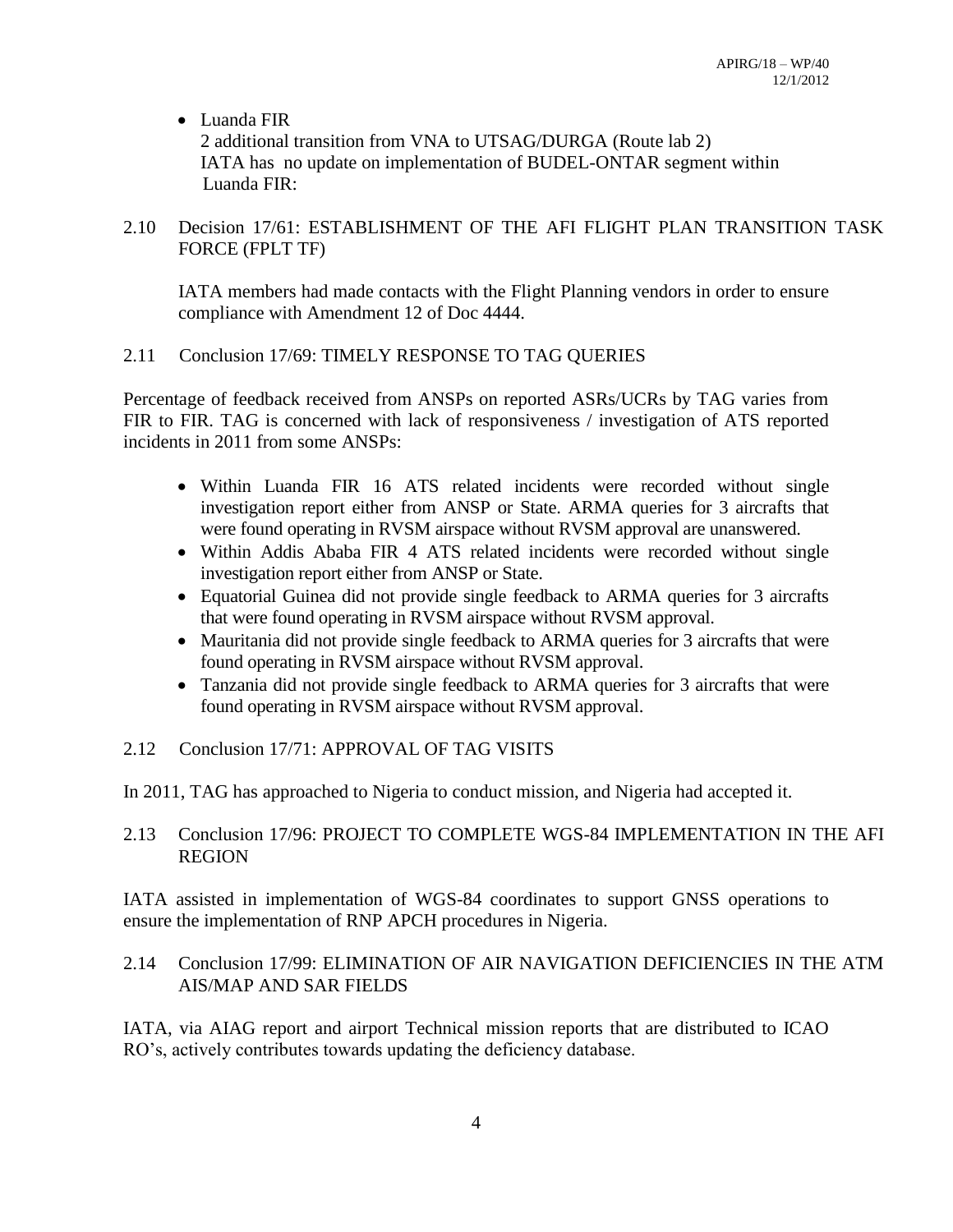- Luanda FIR
  2 additional transition from VNA to UTSAG/DURGA (Route lab 2)
  IATA has no update on implementation of BUDEL-ONTAR segment within Luanda FIR:

2.10 Decision 17/61: ESTABLISHMENT OF THE AFI FLIGHT PLAN TRANSITION TASK FORCE (FPLT TF)

IATA members had made contacts with the Flight Planning vendors in order to ensure compliance with Amendment 12 of Doc 4444.

2.11 Conclusion 17/69: TIMELY RESPONSE TO TAG QUERIES

Percentage of feedback received from ANSPs on reported ASRs/UCRs by TAG varies from FIR to FIR. TAG is concerned with lack of responsiveness / investigation of ATS reported incidents in 2011 from some ANSPs:

- Within Luanda FIR 16 ATS related incidents were recorded without single investigation report either from ANSP or State. ARMA queries for 3 aircrafts that were found operating in RVSM airspace without RVSM approval are unanswered.
- Within Addis Ababa FIR 4 ATS related incidents were recorded without single investigation report either from ANSP or State.
- Equatorial Guinea did not provide single feedback to ARMA queries for 3 aircrafts that were found operating in RVSM airspace without RVSM approval.
- Mauritania did not provide single feedback to ARMA queries for 3 aircrafts that were found operating in RVSM airspace without RVSM approval.
- Tanzania did not provide single feedback to ARMA queries for 3 aircrafts that were found operating in RVSM airspace without RVSM approval.

2.12 Conclusion 17/71: APPROVAL OF TAG VISITS

In 2011, TAG has approached to Nigeria to conduct mission, and Nigeria had accepted it.

2.13 Conclusion 17/96: PROJECT TO COMPLETE WGS-84 IMPLEMENTATION IN THE AFI REGION

IATA assisted in implementation of WGS-84 coordinates to support GNSS operations to ensure the implementation of RNP APCH procedures in Nigeria.

2.14 Conclusion 17/99: ELIMINATION OF AIR NAVIGATION DEFICIENCIES IN THE ATM AIS/MAP AND SAR FIELDS

IATA, via AIAG report and airport Technical mission reports that are distributed to ICAO RO's, actively contributes towards updating the deficiency database.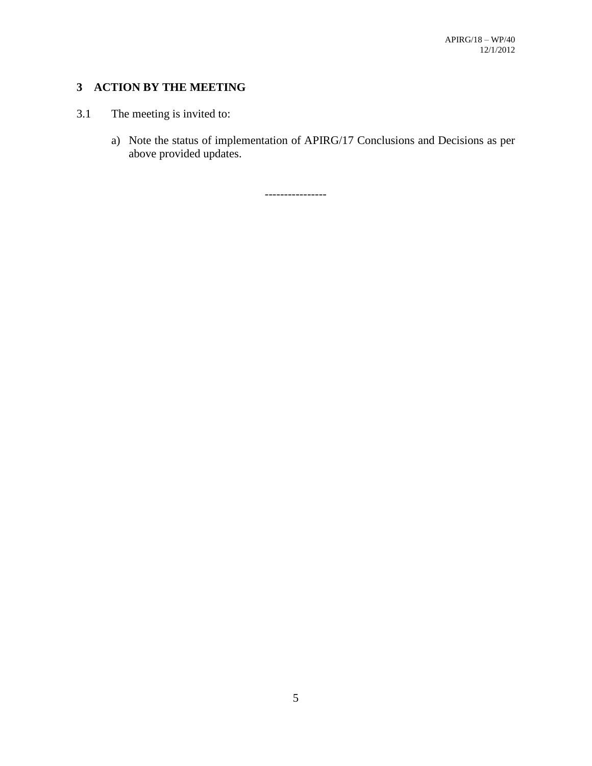## 3 ACTION BY THE MEETING

3.1 The meeting is invited to:

a) Note the status of implementation of APIRG/17 Conclusions and Decisions as per above provided updates.

----------------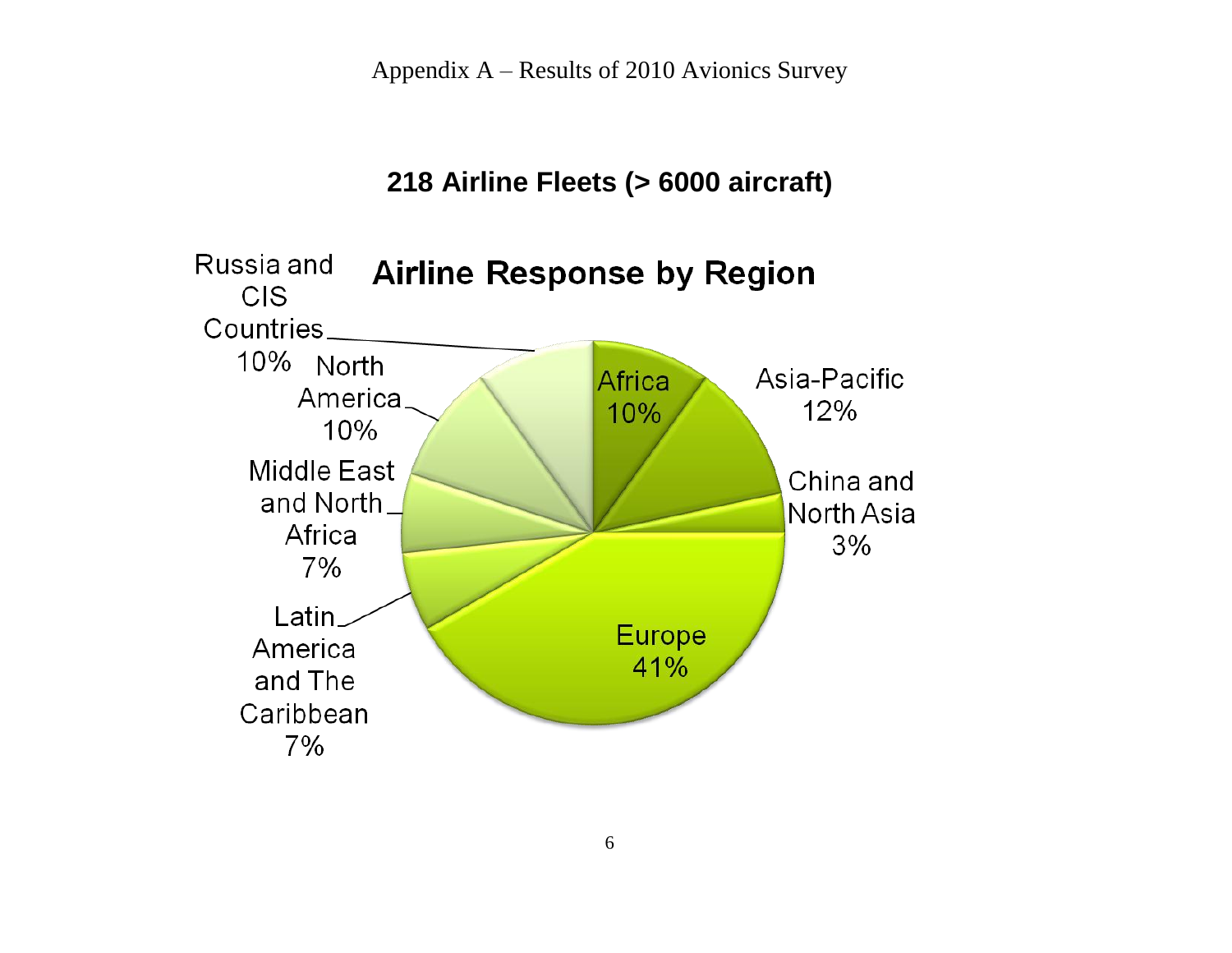## 218 Airline Fleets (> 6000 aircraft)

**Airline Response by Region**

| Region | Share |
| --- | --- |
| Africa | 10% |
| Asia-Pacific | 12% |
| China and North Asia | 3% |
| Europe | 41% |
| Latin America and The Caribbean | 7% |
| Middle East and North Africa | 7% |
| North America | 10% |
| Russia and CIS Countries | 10% |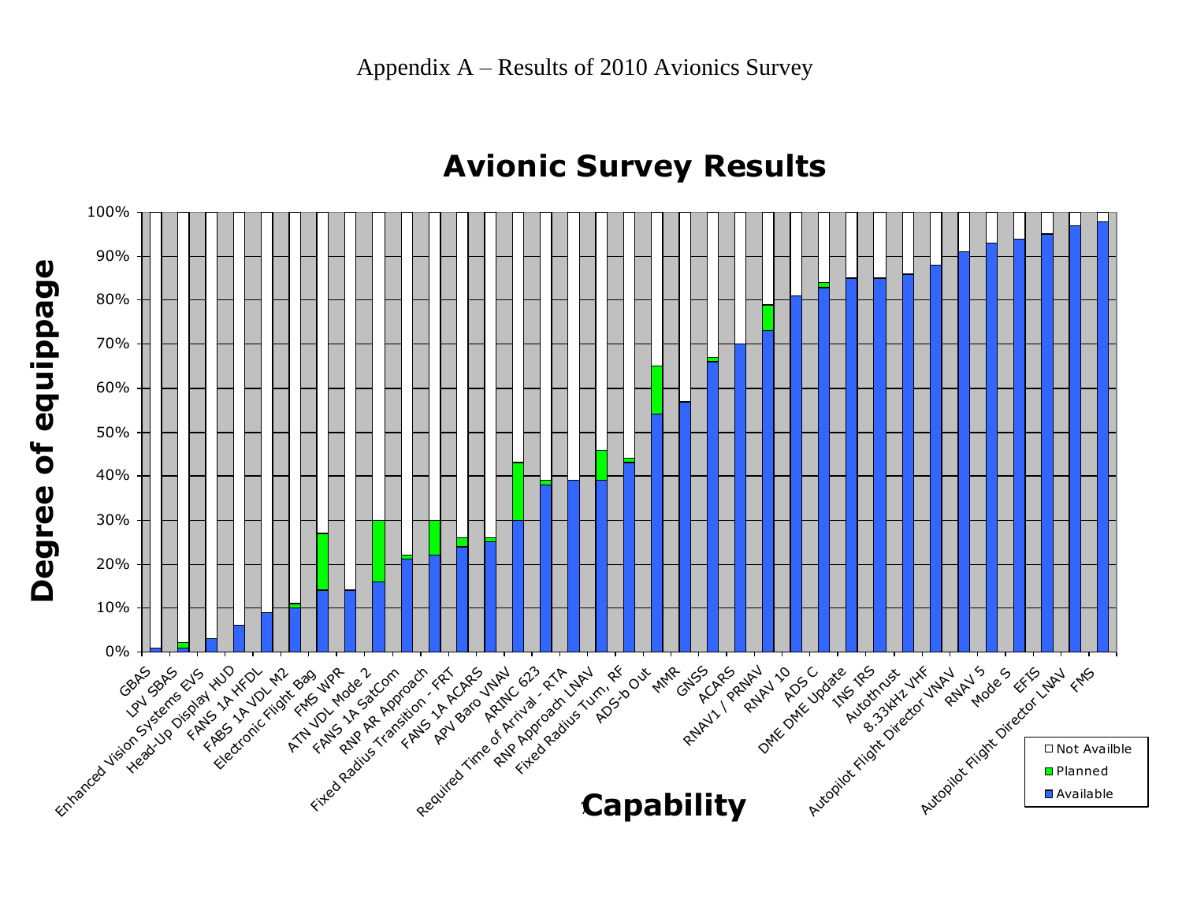Appendix A – Results of 2010 Avionics Survey

## Avionic Survey Results

Degree of equippage

100%
90%
80%
70%
60%
50%
40%
30%
20%
10%
0%

GBAS
LPV SBAS
Enhanced Vision Systems EVS
Head-Up Display HUD
FANS 1A HFDL
FABS 1A VDL M2
Electronic Flight Bag
FMS WPR
ATN VDL Mode 2
FANS 1A SatCom
RNP AR Approach
Fixed Radius Transition - FRT
FANS 1A ACARS
APV Baro VNAV
ARINC 623
Required Time of Arrival - RTA
RNP Approach LNAV
Fixed Radius Turn, RF
ADS-b Out
MMR
GNSS
ACARS
RNAV1 / PRNAV
RNAV 10
ADS C
DME DME Update
INS IRS
Autothrust
8.33kHz VHF
Autopilot Flight Director VNAV
RNAV 5
Mode S
EFIS
Autopilot Flight Director LNAV
FMS

Capability

Not Availble
Planned
Available